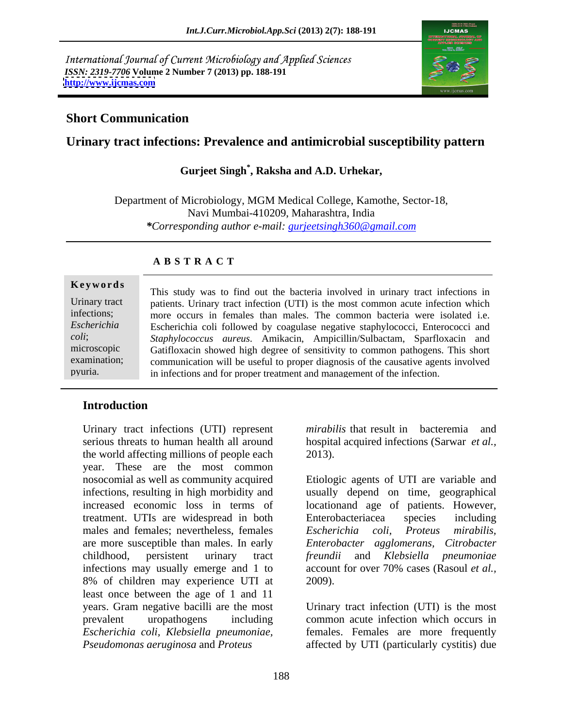International Journal of Current Microbiology and Applied Sciences
*ISSN: 2319-7706* **Volume 2 Number 7 (2013) pp. 188-191**
**http://www.ijcmas.com**

## Short Communication

# Urinary tract infections: Prevalence and antimicrobial susceptibility pattern

**Gurjeet Singh\*, Raksha and A.D. Urhekar,**

Department of Microbiology, MGM Medical College, Kamothe, Sector-18, Navi Mumbai-410209, Maharashtra, India
*\*Corresponding author e-mail: gurjeetsingh360@gmail.com*

### A B S T R A C T

**Keywords**

Urinary tract infections; *Escherichia coli*; microscopic examination; pyuria.

This study was to find out the bacteria involved in urinary tract infections in patients. Urinary tract infection (UTI) is the most common acute infection which more occurs in females than males. The common bacteria were isolated i.e. Escherichia coli followed by coagulase negative staphylococci, Enterococci and *Staphylococcus aureus*. Amikacin, Ampicillin/Sulbactam, Sparfloxacin and Gatifloxacin showed high degree of sensitivity to common pathogens. This short communication will be useful to proper diagnosis of the causative agents involved in infections and for proper treatment and management of the infection.

## Introduction

Urinary tract infections (UTI) represent serious threats to human health all around the world affecting millions of people each year. These are the most common nosocomial as well as community acquired infections, resulting in high morbidity and increased economic loss in terms of treatment. UTIs are widespread in both males and females; nevertheless, females are more susceptible than males. In early childhood, persistent urinary tract infections may usually emerge and 1 to 8% of children may experience UTI at least once between the age of 1 and 11 years. Gram negative bacilli are the most prevalent uropathogens including *Escherichia coli*, *Klebsiella pneumoniae*, *Pseudomonas aeruginosa* and *Proteus mirabilis* that result in bacteremia and hospital acquired infections (Sarwar *et al.*, 2013).

Etiologic agents of UTI are variable and usually depend on time, geographical locationand age of patients. However, Enterobacteriacea species including *Escherichia coli*, *Proteus mirabilis*, *Enterobacter agglomerans*, *Citrobacter freundii* and *Klebsiella pneumoniae* account for over 70% cases (Rasoul *et al.*, 2009).

Urinary tract infection (UTI) is the most common acute infection which occurs in females. Females are more frequently affected by UTI (particularly cystitis) due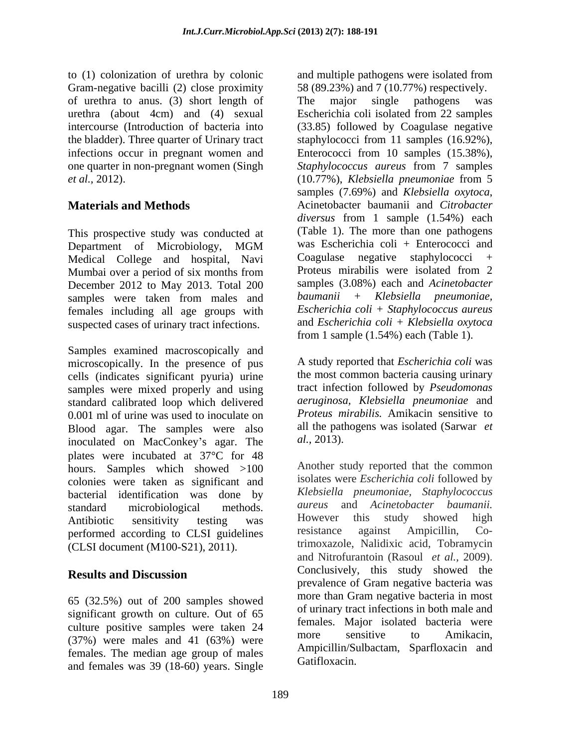to (1) colonization of urethra by colonic Gram-negative bacilli (2) close proximity of urethra to anus. (3) short length of urethra (about 4cm) and (4) sexual intercourse (Introduction of bacteria into the bladder). Three quarter of Urinary tract infections occur in pregnant women and one quarter in non-pregnant women (Singh *et al.*, 2012).

## Materials and Methods

This prospective study was conducted at Department of Microbiology, MGM Medical College and hospital, Navi Mumbai over a period of six months from December 2012 to May 2013. Total 200 samples were taken from males and females including all age groups with suspected cases of urinary tract infections.

Samples examined macroscopically and microscopically. In the presence of pus cells (indicates significant pyuria) urine samples were mixed properly and using standard calibrated loop which delivered 0.001 ml of urine was used to inoculate on Blood agar. The samples were also inoculated on MacConkey's agar. The plates were incubated at 37°C for 48 hours. Samples which showed >100 colonies were taken as significant and bacterial identification was done by standard microbiological methods. Antibiotic sensitivity testing was performed according to CLSI guidelines (CLSI document (M100-S21), 2011).

## Results and Discussion

65 (32.5%) out of 200 samples showed significant growth on culture. Out of 65 culture positive samples were taken 24 (37%) were males and 41 (63%) were females. The median age group of males and females was 39 (18-60) years. Single and multiple pathogens were isolated from 58 (89.23%) and 7 (10.77%) respectively. The major single pathogens was Escherichia coli isolated from 22 samples (33.85) followed by Coagulase negative staphylococci from 11 samples (16.92%), Enterococci from 10 samples (15.38%), *Staphylococcus aureus* from 7 samples (10.77%), *Klebsiella pneumoniae* from 5 samples (7.69%) and *Klebsiella oxytoca*, Acinetobacter baumanii and *Citrobacter diversus* from 1 sample (1.54%) each (Table 1). The more than one pathogens was Escherichia coli + Enterococci and Coagulase negative staphylococci + Proteus mirabilis were isolated from 2 samples (3.08%) each and *Acinetobacter baumanii + Klebsiella pneumoniae*, *Escherichia coli + Staphylococcus aureus* and *Escherichia coli + Klebsiella oxytoca* from 1 sample (1.54%) each (Table 1).

A study reported that *Escherichia coli* was the most common bacteria causing urinary tract infection followed by *Pseudomonas aeruginosa*, *Klebsiella pneumoniae* and *Proteus mirabilis.* Amikacin sensitive to all the pathogens was isolated (Sarwar *et al.*, 2013).

Another study reported that the common isolates were *Escherichia coli* followed by *Klebsiella pneumoniae*, *Staphylococcus aureus* and *Acinetobacter baumanii.* However this study showed high resistance against Ampicillin, Co-trimoxazole, Nalidixic acid, Tobramycin and Nitrofurantoin (Rasoul *et al.*, 2009). Conclusively, this study showed the prevalence of Gram negative bacteria was more than Gram negative bacteria in most of urinary tract infections in both male and females. Major isolated bacteria were more sensitive to Amikacin, Ampicillin/Sulbactam, Sparfloxacin and Gatifloxacin.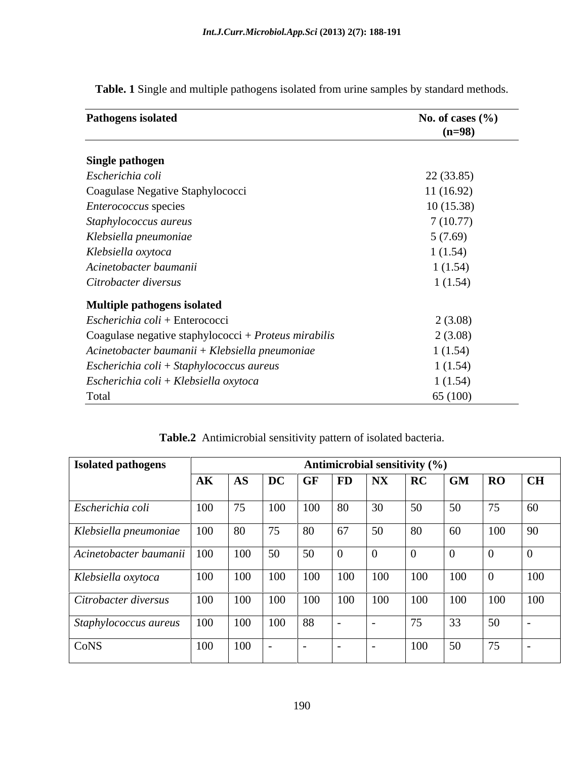**Table. 1** Single and multiple pathogens isolated from urine samples by standard methods.

| Pathogens isolated | No. of cases (%) (n=98) |
|---|---|
| **Single pathogen** | |
| *Escherichia coli* | 22 (33.85) |
| Coagulase Negative Staphylococci | 11 (16.92) |
| *Enterococcus* species | 10 (15.38) |
| *Staphylococcus aureus* | 7 (10.77) |
| *Klebsiella pneumoniae* | 5 (7.69) |
| *Klebsiella oxytoca* | 1 (1.54) |
| *Acinetobacter baumanii* | 1 (1.54) |
| *Citrobacter diversus* | 1 (1.54) |
| **Multiple pathogens isolated** | |
| *Escherichia coli* + Enterococci | 2 (3.08) |
| Coagulase negative staphylococci + *Proteus mirabilis* | 2 (3.08) |
| *Acinetobacter baumanii* + *Klebsiella pneumoniae* | 1 (1.54) |
| *Escherichia coli* + *Staphylococcus aureus* | 1 (1.54) |
| *Escherichia coli* + *Klebsiella oxytoca* | 1 (1.54) |
| Total | 65 (100) |

**Table.2** Antimicrobial sensitivity pattern of isolated bacteria.

| Isolated pathogens | Antimicrobial sensitivity (%) | | | | | | | | | |
|---|---|---|---|---|---|---|---|---|---|---|
| | **AK** | **AS** | **DC** | **GF** | **FD** | **NX** | **RC** | **GM** | **RO** | **CH** |
| *Escherichia coli* | 100 | 75 | 100 | 100 | 80 | 30 | 50 | 50 | 75 | 60 |
| *Klebsiella pneumoniae* | 100 | 80 | 75 | 80 | 67 | 50 | 80 | 60 | 100 | 90 |
| *Acinetobacter baumanii* | 100 | 100 | 50 | 50 | 0 | 0 | 0 | 0 | 0 | 0 |
| *Klebsiella oxytoca* | 100 | 100 | 100 | 100 | 100 | 100 | 100 | 100 | 0 | 100 |
| *Citrobacter diversus* | 100 | 100 | 100 | 100 | 100 | 100 | 100 | 100 | 100 | 100 |
| *Staphylococcus aureus* | 100 | 100 | 100 | 88 | - | - | 75 | 33 | 50 | - |
| CoNS | 100 | 100 | - | - | - | - | 100 | 50 | 75 | - |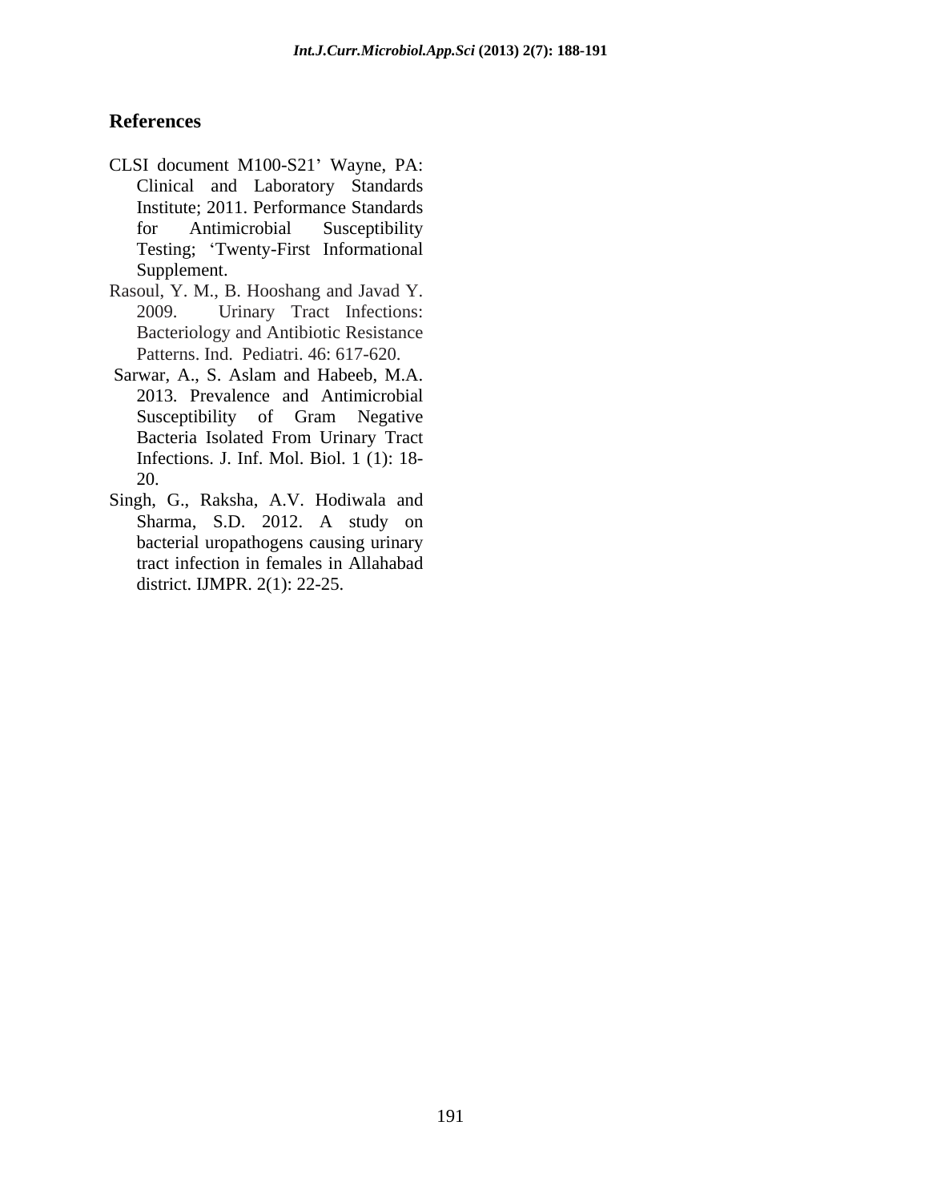## References

CLSI document M100-S21' Wayne, PA: Clinical and Laboratory Standards Institute; 2011. Performance Standards for Antimicrobial Susceptibility Testing; 'Twenty-First Informational Supplement.

Rasoul, Y. M., B. Hooshang and Javad Y. 2009. Urinary Tract Infections: Bacteriology and Antibiotic Resistance Patterns. Ind. Pediatri. 46: 617-620.

Sarwar, A., S. Aslam and Habeeb, M.A. 2013. Prevalence and Antimicrobial Susceptibility of Gram Negative Bacteria Isolated From Urinary Tract Infections. J. Inf. Mol. Biol. 1 (1): 18-20.

Singh, G., Raksha, A.V. Hodiwala and Sharma, S.D. 2012. A study on bacterial uropathogens causing urinary tract infection in females in Allahabad district. IJMPR. 2(1): 22-25.